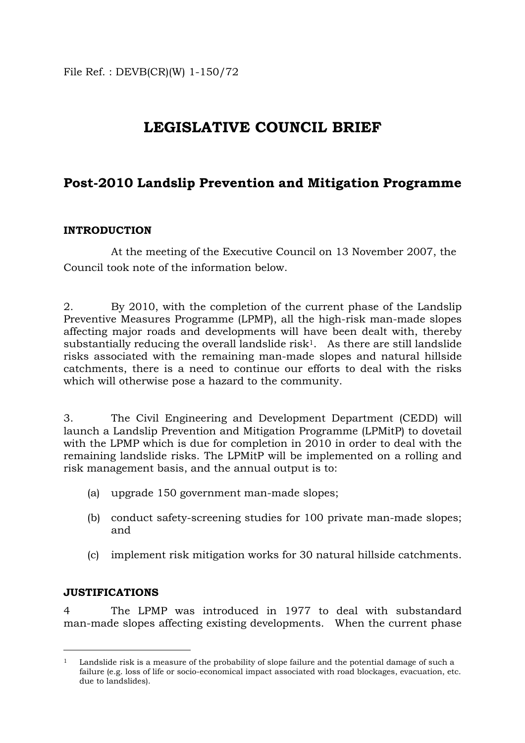File Ref. : DEVB(CR)(W) 1-150/72

# LEGISLATIVE COUNCIL BRIEF

## Post-2010 Landslip Prevention and Mitigation Programme

**INTRODUCTION**

At the meeting of the Executive Council on 13 November 2007, the Council took note of the information below.

2. By 2010, with the completion of the current phase of the Landslip Preventive Measures Programme (LPMP), all the high-risk man-made slopes affecting major roads and developments will have been dealt with, thereby substantially reducing the overall landslide risk[1]. As there are still landslide risks associated with the remaining man-made slopes and natural hillside catchments, there is a need to continue our efforts to deal with the risks which will otherwise pose a hazard to the community.

3. The Civil Engineering and Development Department (CEDD) will launch a Landslip Prevention and Mitigation Programme (LPMitP) to dovetail with the LPMP which is due for completion in 2010 in order to deal with the remaining landslide risks. The LPMitP will be implemented on a rolling and risk management basis, and the annual output is to:

(a) upgrade 150 government man-made slopes;

(b) conduct safety-screening studies for 100 private man-made slopes; and

(c) implement risk mitigation works for 30 natural hillside catchments.

**JUSTIFICATIONS**

4 The LPMP was introduced in 1977 to deal with substandard man-made slopes affecting existing developments. When the current phase

---

[1] Landslide risk is a measure of the probability of slope failure and the potential damage of such a failure (e.g. loss of life or socio-economical impact associated with road blockages, evacuation, etc. due to landslides).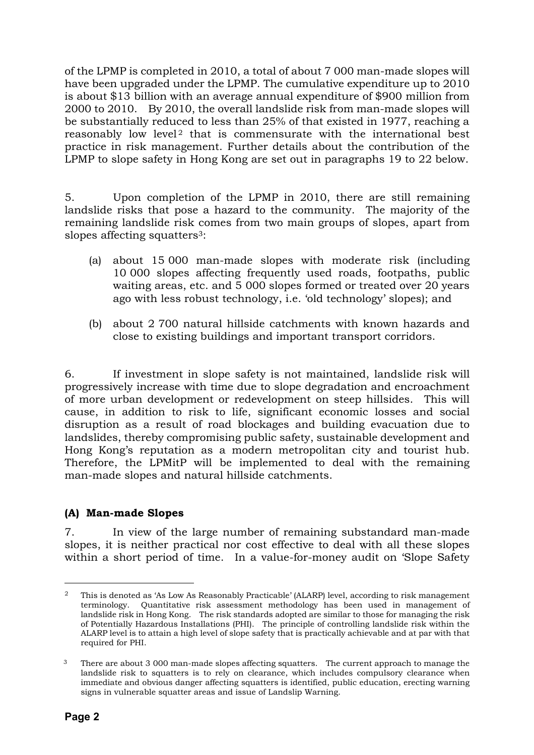of the LPMP is completed in 2010, a total of about 7 000 man-made slopes will have been upgraded under the LPMP. The cumulative expenditure up to 2010 is about $13 billion with an average annual expenditure of $900 million from 2000 to 2010. By 2010, the overall landslide risk from man-made slopes will be substantially reduced to less than 25% of that existed in 1977, reaching a reasonably low level[2] that is commensurate with the international best practice in risk management. Further details about the contribution of the LPMP to slope safety in Hong Kong are set out in paragraphs 19 to 22 below.

5. Upon completion of the LPMP in 2010, there are still remaining landslide risks that pose a hazard to the community. The majority of the remaining landslide risk comes from two main groups of slopes, apart from slopes affecting squatters[3]:

(a) about 15 000 man-made slopes with moderate risk (including 10 000 slopes affecting frequently used roads, footpaths, public waiting areas, etc. and 5 000 slopes formed or treated over 20 years ago with less robust technology, i.e. 'old technology' slopes); and

(b) about 2 700 natural hillside catchments with known hazards and close to existing buildings and important transport corridors.

6. If investment in slope safety is not maintained, landslide risk will progressively increase with time due to slope degradation and encroachment of more urban development or redevelopment on steep hillsides. This will cause, in addition to risk to life, significant economic losses and social disruption as a result of road blockages and building evacuation due to landslides, thereby compromising public safety, sustainable development and Hong Kong's reputation as a modern metropolitan city and tourist hub. Therefore, the LPMitP will be implemented to deal with the remaining man-made slopes and natural hillside catchments.

### (A) Man-made Slopes

7. In view of the large number of remaining substandard man-made slopes, it is neither practical nor cost effective to deal with all these slopes within a short period of time. In a value-for-money audit on 'Slope Safety

---

[2] This is denoted as 'As Low As Reasonably Practicable' (ALARP) level, according to risk management terminology. Quantitative risk assessment methodology has been used in management of landslide risk in Hong Kong. The risk standards adopted are similar to those for managing the risk of Potentially Hazardous Installations (PHI). The principle of controlling landslide risk within the ALARP level is to attain a high level of slope safety that is practically achievable and at par with that required for PHI.

[3] There are about 3 000 man-made slopes affecting squatters. The current approach to manage the landslide risk to squatters is to rely on clearance, which includes compulsory clearance when immediate and obvious danger affecting squatters is identified, public education, erecting warning signs in vulnerable squatter areas and issue of Landslip Warning.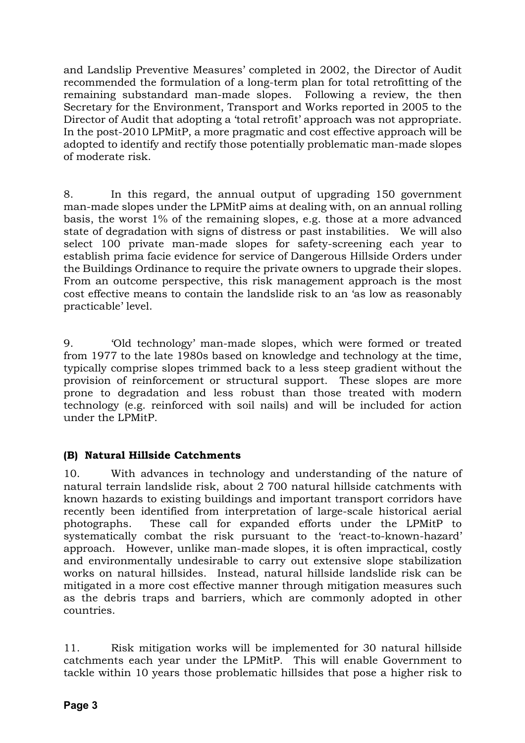and Landslip Preventive Measures' completed in 2002, the Director of Audit recommended the formulation of a long-term plan for total retrofitting of the remaining substandard man-made slopes. Following a review, the then Secretary for the Environment, Transport and Works reported in 2005 to the Director of Audit that adopting a 'total retrofit' approach was not appropriate. In the post-2010 LPMitP, a more pragmatic and cost effective approach will be adopted to identify and rectify those potentially problematic man-made slopes of moderate risk.

8. In this regard, the annual output of upgrading 150 government man-made slopes under the LPMitP aims at dealing with, on an annual rolling basis, the worst 1% of the remaining slopes, e.g. those at a more advanced state of degradation with signs of distress or past instabilities. We will also select 100 private man-made slopes for safety-screening each year to establish prima facie evidence for service of Dangerous Hillside Orders under the Buildings Ordinance to require the private owners to upgrade their slopes. From an outcome perspective, this risk management approach is the most cost effective means to contain the landslide risk to an 'as low as reasonably practicable' level.

9. 'Old technology' man-made slopes, which were formed or treated from 1977 to the late 1980s based on knowledge and technology at the time, typically comprise slopes trimmed back to a less steep gradient without the provision of reinforcement or structural support. These slopes are more prone to degradation and less robust than those treated with modern technology (e.g. reinforced with soil nails) and will be included for action under the LPMitP.

### (B) Natural Hillside Catchments

10. With advances in technology and understanding of the nature of natural terrain landslide risk, about 2 700 natural hillside catchments with known hazards to existing buildings and important transport corridors have recently been identified from interpretation of large-scale historical aerial photographs. These call for expanded efforts under the LPMitP to systematically combat the risk pursuant to the 'react-to-known-hazard' approach. However, unlike man-made slopes, it is often impractical, costly and environmentally undesirable to carry out extensive slope stabilization works on natural hillsides. Instead, natural hillside landslide risk can be mitigated in a more cost effective manner through mitigation measures such as the debris traps and barriers, which are commonly adopted in other countries.

11. Risk mitigation works will be implemented for 30 natural hillside catchments each year under the LPMitP. This will enable Government to tackle within 10 years those problematic hillsides that pose a higher risk to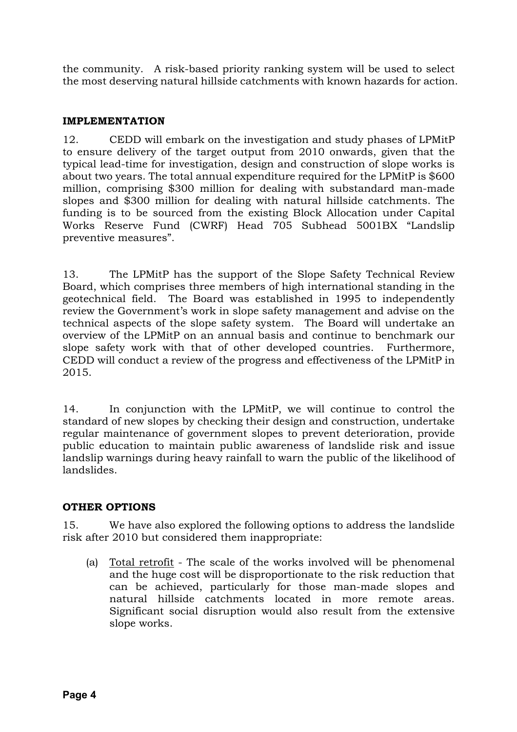the community. A risk-based priority ranking system will be used to select the most deserving natural hillside catchments with known hazards for action.

## IMPLEMENTATION

12. CEDD will embark on the investigation and study phases of LPMitP to ensure delivery of the target output from 2010 onwards, given that the typical lead-time for investigation, design and construction of slope works is about two years. The total annual expenditure required for the LPMitP is $600 million, comprising $300 million for dealing with substandard man-made slopes and $300 million for dealing with natural hillside catchments. The funding is to be sourced from the existing Block Allocation under Capital Works Reserve Fund (CWRF) Head 705 Subhead 5001BX "Landslip preventive measures".

13. The LPMitP has the support of the Slope Safety Technical Review Board, which comprises three members of high international standing in the geotechnical field. The Board was established in 1995 to independently review the Government's work in slope safety management and advise on the technical aspects of the slope safety system. The Board will undertake an overview of the LPMitP on an annual basis and continue to benchmark our slope safety work with that of other developed countries. Furthermore, CEDD will conduct a review of the progress and effectiveness of the LPMitP in 2015.

14. In conjunction with the LPMitP, we will continue to control the standard of new slopes by checking their design and construction, undertake regular maintenance of government slopes to prevent deterioration, provide public education to maintain public awareness of landslide risk and issue landslip warnings during heavy rainfall to warn the public of the likelihood of landslides.

## OTHER OPTIONS

15. We have also explored the following options to address the landslide risk after 2010 but considered them inappropriate:

(a) <u>Total retrofit</u> - The scale of the works involved will be phenomenal and the huge cost will be disproportionate to the risk reduction that can be achieved, particularly for those man-made slopes and natural hillside catchments located in more remote areas. Significant social disruption would also result from the extensive slope works.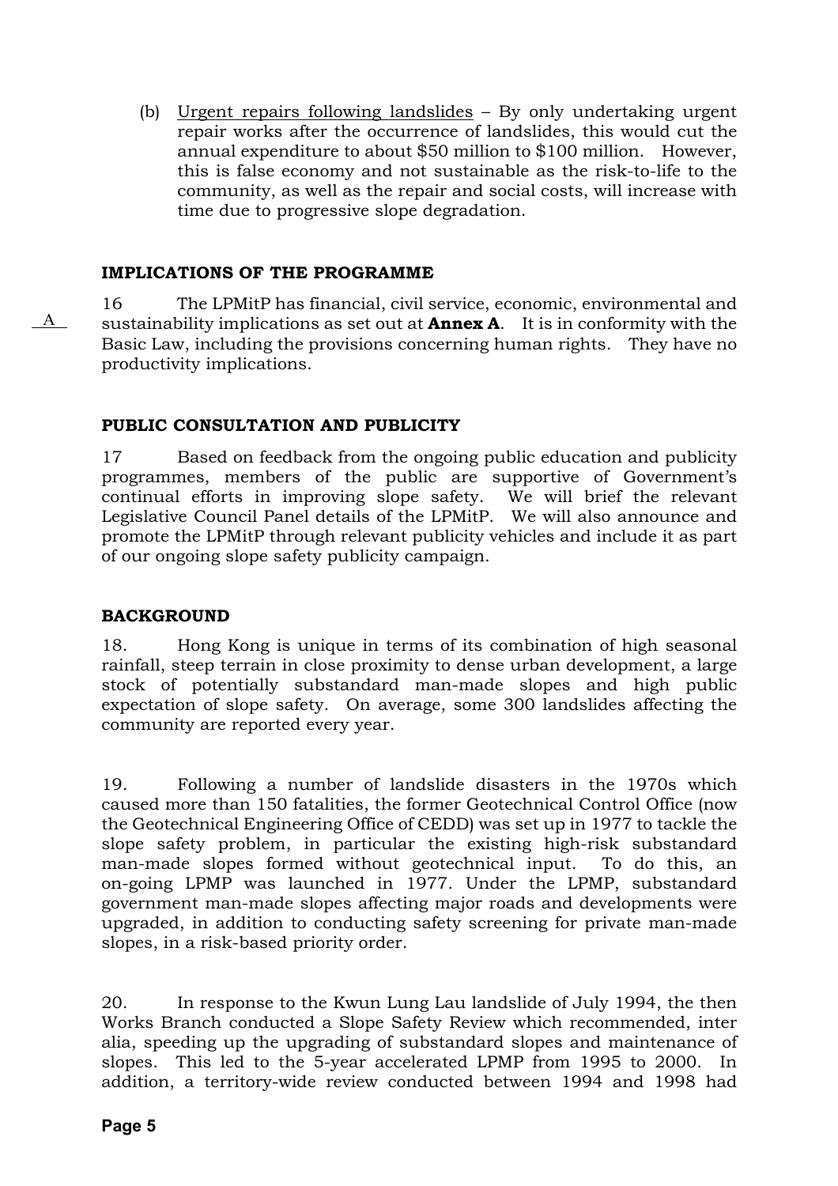(b) Urgent repairs following landslides – By only undertaking urgent repair works after the occurrence of landslides, this would cut the annual expenditure to about $50 million to $100 million. However, this is false economy and not sustainable as the risk-to-life to the community, as well as the repair and social costs, will increase with time due to progressive slope degradation.

## IMPLICATIONS OF THE PROGRAMME

16 The LPMitP has financial, civil service, economic, environmental and sustainability implications as set out at **Annex A**. It is in conformity with the Basic Law, including the provisions concerning human rights. They have no productivity implications.

A

## PUBLIC CONSULTATION AND PUBLICITY

17 Based on feedback from the ongoing public education and publicity programmes, members of the public are supportive of Government's continual efforts in improving slope safety. We will brief the relevant Legislative Council Panel details of the LPMitP. We will also announce and promote the LPMitP through relevant publicity vehicles and include it as part of our ongoing slope safety publicity campaign.

## BACKGROUND

18. Hong Kong is unique in terms of its combination of high seasonal rainfall, steep terrain in close proximity to dense urban development, a large stock of potentially substandard man-made slopes and high public expectation of slope safety. On average, some 300 landslides affecting the community are reported every year.

19. Following a number of landslide disasters in the 1970s which caused more than 150 fatalities, the former Geotechnical Control Office (now the Geotechnical Engineering Office of CEDD) was set up in 1977 to tackle the slope safety problem, in particular the existing high-risk substandard man-made slopes formed without geotechnical input. To do this, an on-going LPMP was launched in 1977. Under the LPMP, substandard government man-made slopes affecting major roads and developments were upgraded, in addition to conducting safety screening for private man-made slopes, in a risk-based priority order.

20. In response to the Kwun Lung Lau landslide of July 1994, the then Works Branch conducted a Slope Safety Review which recommended, inter alia, speeding up the upgrading of substandard slopes and maintenance of slopes. This led to the 5-year accelerated LPMP from 1995 to 2000. In addition, a territory-wide review conducted between 1994 and 1998 had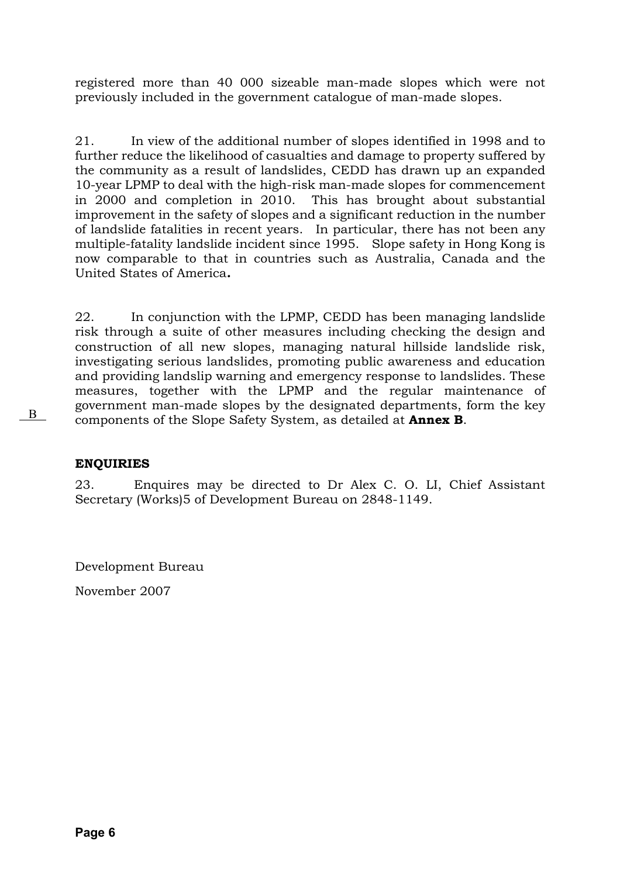registered more than 40 000 sizeable man-made slopes which were not previously included in the government catalogue of man-made slopes.

21. In view of the additional number of slopes identified in 1998 and to further reduce the likelihood of casualties and damage to property suffered by the community as a result of landslides, CEDD has drawn up an expanded 10-year LPMP to deal with the high-risk man-made slopes for commencement in 2000 and completion in 2010. This has brought about substantial improvement in the safety of slopes and a significant reduction in the number of landslide fatalities in recent years. In particular, there has not been any multiple-fatality landslide incident since 1995. Slope safety in Hong Kong is now comparable to that in countries such as Australia, Canada and the United States of America**.**

22. In conjunction with the LPMP, CEDD has been managing landslide risk through a suite of other measures including checking the design and construction of all new slopes, managing natural hillside landslide risk, investigating serious landslides, promoting public awareness and education and providing landslip warning and emergency response to landslides. These measures, together with the LPMP and the regular maintenance of government man-made slopes by the designated departments, form the key components of the Slope Safety System, as detailed at **Annex B**.

B

**ENQUIRIES**

23. Enquires may be directed to Dr Alex C. O. LI, Chief Assistant Secretary (Works)5 of Development Bureau on 2848-1149.

Development Bureau

November 2007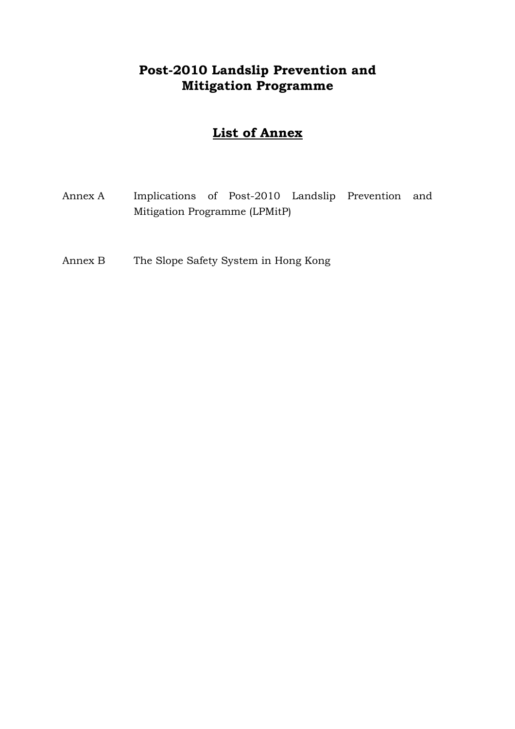# Post-2010 Landslip Prevention and Mitigation Programme

## List of Annex

| | |
|---|---|
| Annex A | Implications of Post-2010 Landslip Prevention and Mitigation Programme (LPMitP) |
| Annex B | The Slope Safety System in Hong Kong |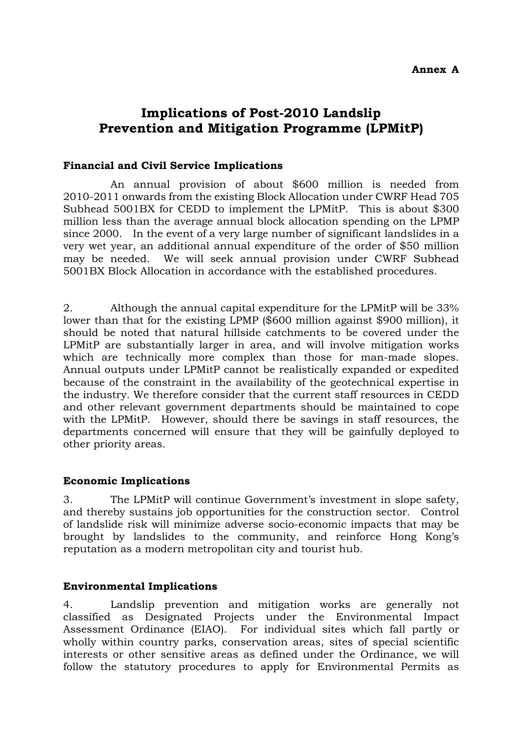**Annex A**

# Implications of Post-2010 Landslip Prevention and Mitigation Programme (LPMitP)

### Financial and Civil Service Implications

An annual provision of about $600 million is needed from 2010-2011 onwards from the existing Block Allocation under CWRF Head 705 Subhead 5001BX for CEDD to implement the LPMitP. This is about $300 million less than the average annual block allocation spending on the LPMP since 2000. In the event of a very large number of significant landslides in a very wet year, an additional annual expenditure of the order of $50 million may be needed. We will seek annual provision under CWRF Subhead 5001BX Block Allocation in accordance with the established procedures.

2. Although the annual capital expenditure for the LPMitP will be 33% lower than that for the existing LPMP ($600 million against $900 million), it should be noted that natural hillside catchments to be covered under the LPMitP are substantially larger in area, and will involve mitigation works which are technically more complex than those for man-made slopes. Annual outputs under LPMitP cannot be realistically expanded or expedited because of the constraint in the availability of the geotechnical expertise in the industry. We therefore consider that the current staff resources in CEDD and other relevant government departments should be maintained to cope with the LPMitP. However, should there be savings in staff resources, the departments concerned will ensure that they will be gainfully deployed to other priority areas.

### Economic Implications

3. The LPMitP will continue Government's investment in slope safety, and thereby sustains job opportunities for the construction sector. Control of landslide risk will minimize adverse socio-economic impacts that may be brought by landslides to the community, and reinforce Hong Kong's reputation as a modern metropolitan city and tourist hub.

### Environmental Implications

4. Landslip prevention and mitigation works are generally not classified as Designated Projects under the Environmental Impact Assessment Ordinance (EIAO). For individual sites which fall partly or wholly within country parks, conservation areas, sites of special scientific interests or other sensitive areas as defined under the Ordinance, we will follow the statutory procedures to apply for Environmental Permits as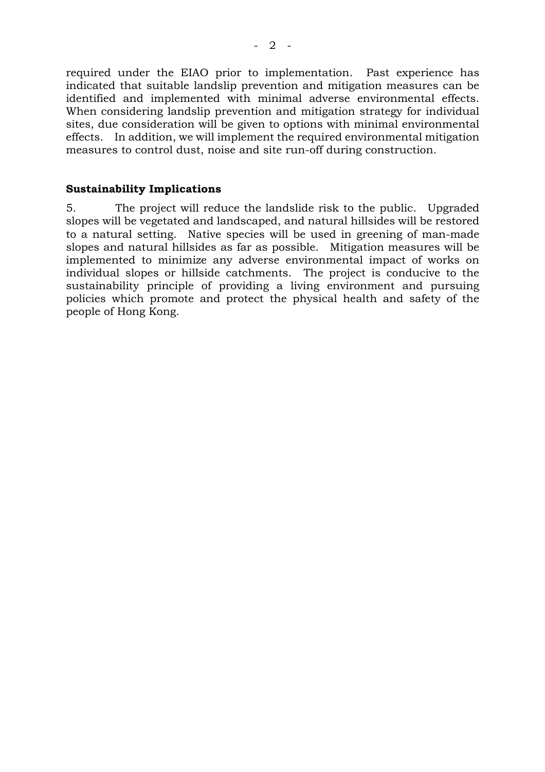required under the EIAO prior to implementation. Past experience has indicated that suitable landslip prevention and mitigation measures can be identified and implemented with minimal adverse environmental effects. When considering landslip prevention and mitigation strategy for individual sites, due consideration will be given to options with minimal environmental effects. In addition, we will implement the required environmental mitigation measures to control dust, noise and site run-off during construction.

**Sustainability Implications**

5. The project will reduce the landslide risk to the public. Upgraded slopes will be vegetated and landscaped, and natural hillsides will be restored to a natural setting. Native species will be used in greening of man-made slopes and natural hillsides as far as possible. Mitigation measures will be implemented to minimize any adverse environmental impact of works on individual slopes or hillside catchments. The project is conducive to the sustainability principle of providing a living environment and pursuing policies which promote and protect the physical health and safety of the people of Hong Kong.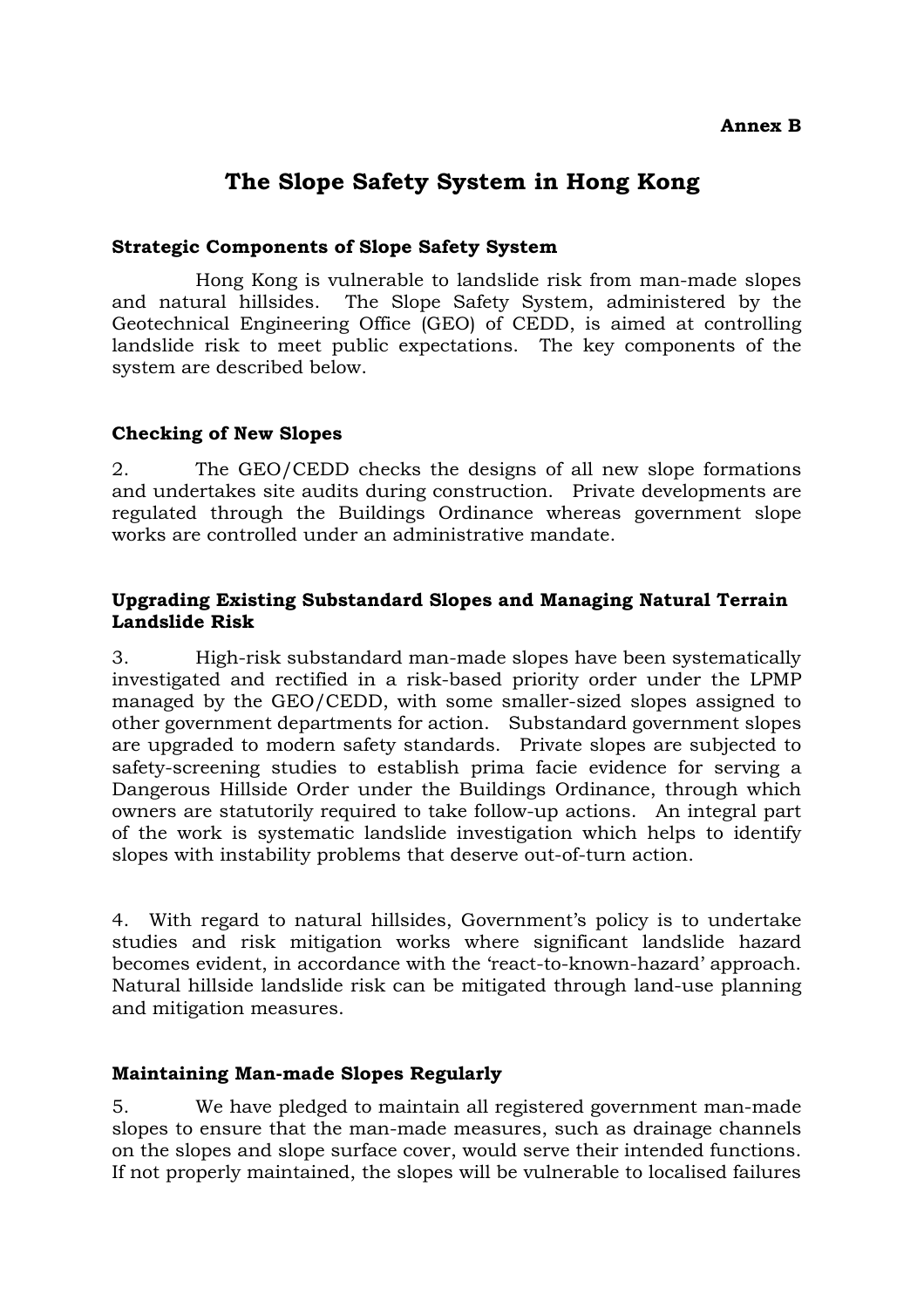**Annex B**

# The Slope Safety System in Hong Kong

### Strategic Components of Slope Safety System

Hong Kong is vulnerable to landslide risk from man-made slopes and natural hillsides. The Slope Safety System, administered by the Geotechnical Engineering Office (GEO) of CEDD, is aimed at controlling landslide risk to meet public expectations. The key components of the system are described below.

### Checking of New Slopes

2. The GEO/CEDD checks the designs of all new slope formations and undertakes site audits during construction. Private developments are regulated through the Buildings Ordinance whereas government slope works are controlled under an administrative mandate.

### Upgrading Existing Substandard Slopes and Managing Natural Terrain Landslide Risk

3. High-risk substandard man-made slopes have been systematically investigated and rectified in a risk-based priority order under the LPMP managed by the GEO/CEDD, with some smaller-sized slopes assigned to other government departments for action. Substandard government slopes are upgraded to modern safety standards. Private slopes are subjected to safety-screening studies to establish prima facie evidence for serving a Dangerous Hillside Order under the Buildings Ordinance, through which owners are statutorily required to take follow-up actions. An integral part of the work is systematic landslide investigation which helps to identify slopes with instability problems that deserve out-of-turn action.

4. With regard to natural hillsides, Government's policy is to undertake studies and risk mitigation works where significant landslide hazard becomes evident, in accordance with the 'react-to-known-hazard' approach. Natural hillside landslide risk can be mitigated through land-use planning and mitigation measures.

### Maintaining Man-made Slopes Regularly

5. We have pledged to maintain all registered government man-made slopes to ensure that the man-made measures, such as drainage channels on the slopes and slope surface cover, would serve their intended functions. If not properly maintained, the slopes will be vulnerable to localised failures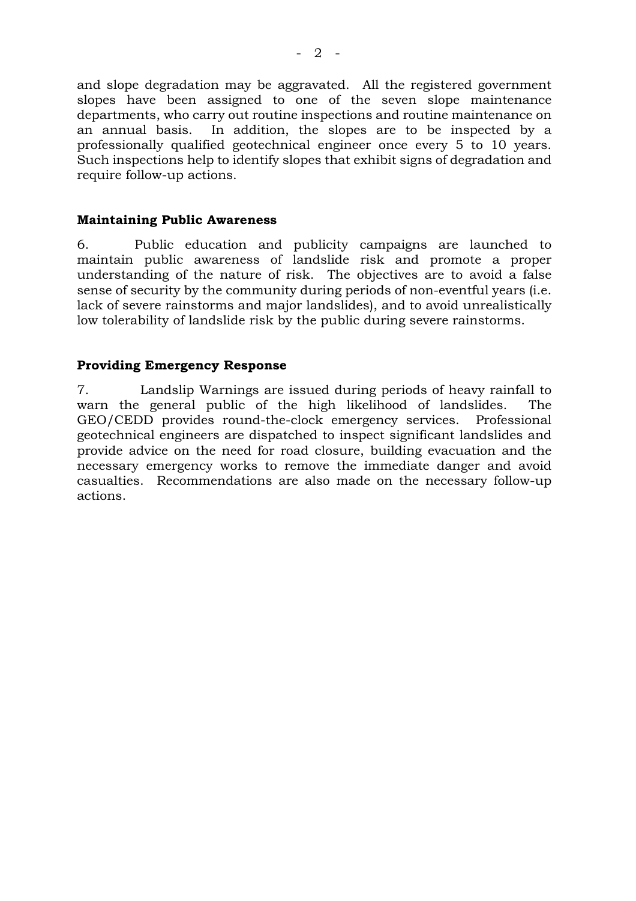and slope degradation may be aggravated. All the registered government slopes have been assigned to one of the seven slope maintenance departments, who carry out routine inspections and routine maintenance on an annual basis. In addition, the slopes are to be inspected by a professionally qualified geotechnical engineer once every 5 to 10 years. Such inspections help to identify slopes that exhibit signs of degradation and require follow-up actions.

**Maintaining Public Awareness**

6. Public education and publicity campaigns are launched to maintain public awareness of landslide risk and promote a proper understanding of the nature of risk. The objectives are to avoid a false sense of security by the community during periods of non-eventful years (i.e. lack of severe rainstorms and major landslides), and to avoid unrealistically low tolerability of landslide risk by the public during severe rainstorms.

**Providing Emergency Response**

7. Landslip Warnings are issued during periods of heavy rainfall to warn the general public of the high likelihood of landslides. The GEO/CEDD provides round-the-clock emergency services. Professional geotechnical engineers are dispatched to inspect significant landslides and provide advice on the need for road closure, building evacuation and the necessary emergency works to remove the immediate danger and avoid casualties. Recommendations are also made on the necessary follow-up actions.